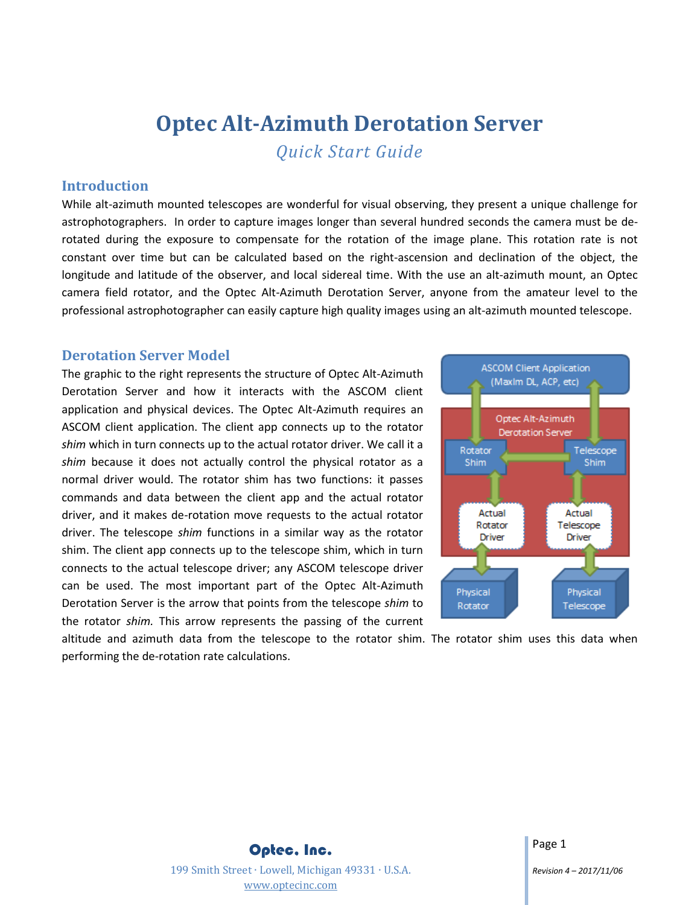# Optec Alt-Azimuth Derotation Server

*Quick Start Guide*

## Introduction

While alt-azimuth mounted telescopes are wonderful for visual observing, they present a unique challenge for astrophotographers. In order to capture images longer than several hundred seconds the camera must be de-rotated during the exposure to compensate for the rotation of the image plane. This rotation rate is not constant over time but can be calculated based on the right-ascension and declination of the object, the longitude and latitude of the observer, and local sidereal time. With the use an alt-azimuth mount, an Optec camera field rotator, and the Optec Alt-Azimuth Derotation Server, anyone from the amateur level to the professional astrophotographer can easily capture high quality images using an alt-azimuth mounted telescope.

## Derotation Server Model

The graphic to the right represents the structure of Optec Alt-Azimuth Derotation Server and how it interacts with the ASCOM client application and physical devices. The Optec Alt-Azimuth requires an ASCOM client application. The client app connects up to the rotator *shim* which in turn connects up to the actual rotator driver. We call it a *shim* because it does not actually control the physical rotator as a normal driver would. The rotator shim has two functions: it passes commands and data between the client app and the actual rotator driver, and it makes de-rotation move requests to the actual rotator driver. The telescope *shim* functions in a similar way as the rotator shim. The client app connects up to the telescope shim, which in turn connects to the actual telescope driver; any ASCOM telescope driver can be used. The most important part of the Optec Alt-Azimuth Derotation Server is the arrow that points from the telescope *shim* to the rotator *shim.* This arrow represents the passing of the current altitude and azimuth data from the telescope to the rotator shim. The rotator shim uses this data when performing the de-rotation rate calculations.

ASCOM Client Application (MaxIm DL, ACP, etc)

Optec Alt-Azimuth Derotation Server

Rotator Shim | Telescope Shim

Actual Rotator Driver | Actual Telescope Driver

Physical Rotator | Physical Telescope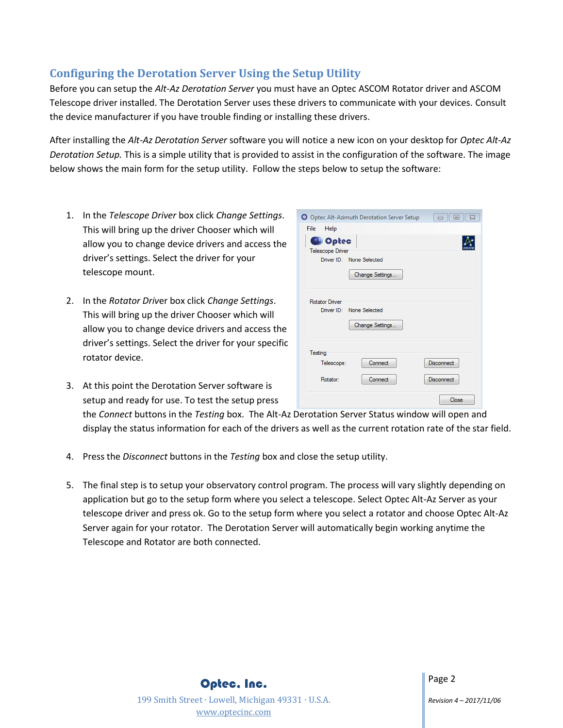## Configuring the Derotation Server Using the Setup Utility

Before you can setup the *Alt-Az Derotation Server* you must have an Optec ASCOM Rotator driver and ASCOM Telescope driver installed. The Derotation Server uses these drivers to communicate with your devices. Consult the device manufacturer if you have trouble finding or installing these drivers.

After installing the *Alt-Az Derotation Server* software you will notice a new icon on your desktop for *Optec Alt-Az Derotation Setup.* This is a simple utility that is provided to assist in the configuration of the software. The image below shows the main form for the setup utility. Follow the steps below to setup the software:

1. In the *Telescope Driver* box click *Change Settings*. This will bring up the driver Chooser which will allow you to change device drivers and access the driver's settings. Select the driver for your telescope mount.

2. In the *Rotator Driv*er box click *Change Settings*. This will bring up the driver Chooser which will allow you to change device drivers and access the driver's settings. Select the driver for your specific rotator device.

3. At this point the Derotation Server software is setup and ready for use. To test the setup press the *Connect* buttons in the *Testing* box. The Alt-Az Derotation Server Status window will open and display the status information for each of the drivers as well as the current rotation rate of the star field.

4. Press the *Disconnect* buttons in the *Testing* box and close the setup utility.

5. The final step is to setup your observatory control program. The process will vary slightly depending on application but go to the setup form where you select a telescope. Select Optec Alt-Az Server as your telescope driver and press ok. Go to the setup form where you select a rotator and choose Optec Alt-Az Server again for your rotator. The Derotation Server will automatically begin working anytime the Telescope and Rotator are both connected.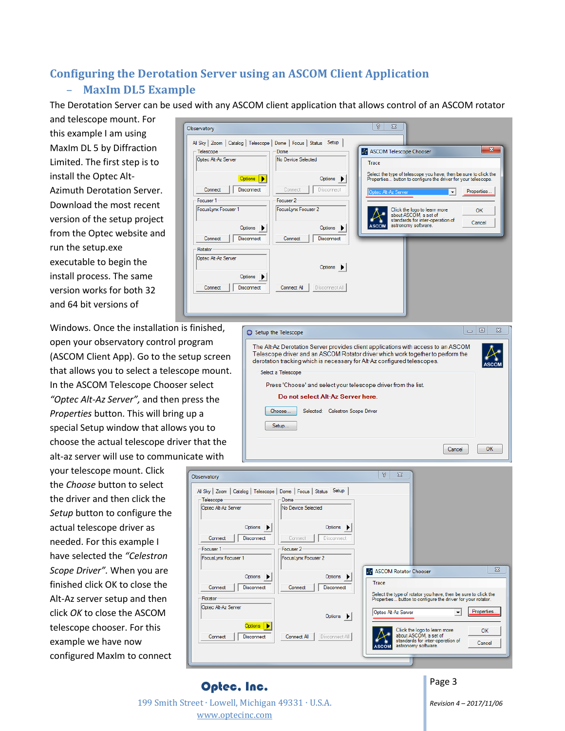## Configuring the Derotation Server using an ASCOM Client Application – MaxIm DL5 Example

The Derotation Server can be used with any ASCOM client application that allows control of an ASCOM rotator and telescope mount. For this example I am using MaxIm DL 5 by Diffraction Limited. The first step is to install the Optec Alt-Azimuth Derotation Server. Download the most recent version of the setup project from the Optec website and run the setup.exe executable to begin the install process. The same version works for both 32 and 64 bit versions of Windows. Once the installation is finished, open your observatory control program (ASCOM Client App). Go to the setup screen that allows you to select a telescope mount. In the ASCOM Telescope Chooser select *"Optec Alt-Az Server"*, and then press the *Properties* button. This will bring up a special Setup window that allows you to choose the actual telescope driver that the alt-az server will use to communicate with your telescope mount. Click the *Choose* button to select the driver and then click the *Setup* button to configure the actual telescope driver as needed. For this example I have selected the *"Celestron Scope Driver"*. When you are finished click OK to close the Alt-Az server setup and then click *OK* to close the ASCOM telescope chooser. For this example we have now configured MaxIm to connect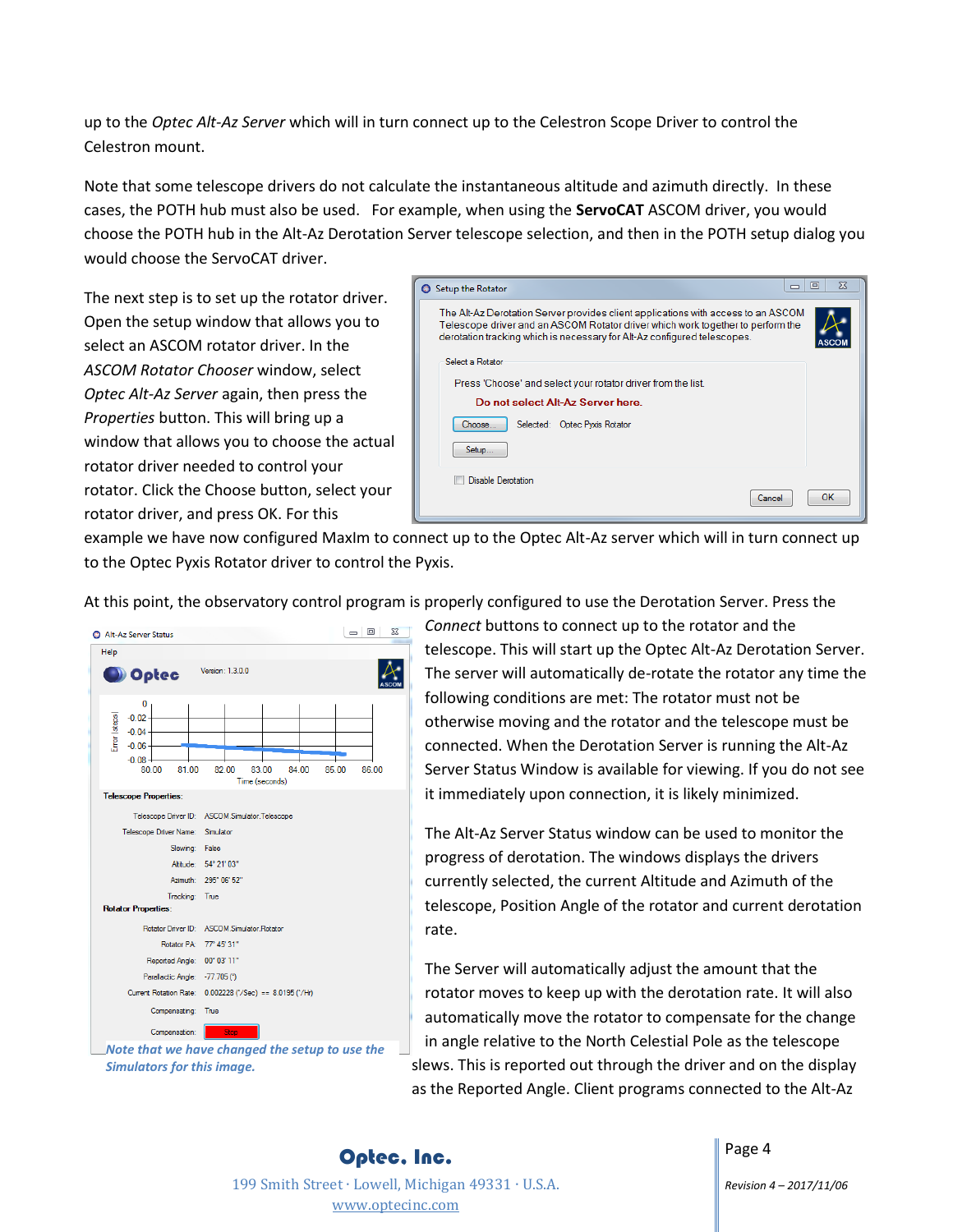up to the *Optec Alt-Az Server* which will in turn connect up to the Celestron Scope Driver to control the Celestron mount.

Note that some telescope drivers do not calculate the instantaneous altitude and azimuth directly. In these cases, the POTH hub must also be used. For example, when using the **ServoCAT** ASCOM driver, you would choose the POTH hub in the Alt-Az Derotation Server telescope selection, and then in the POTH setup dialog you would choose the ServoCAT driver.

The next step is to set up the rotator driver. Open the setup window that allows you to select an ASCOM rotator driver. In the *ASCOM Rotator Chooser* window, select *Optec Alt-Az Server* again, then press the *Properties* button. This will bring up a window that allows you to choose the actual rotator driver needed to control your rotator. Click the Choose button, select your rotator driver, and press OK. For this example we have now configured MaxIm to connect up to the Optec Alt-Az server which will in turn connect up to the Optec Pyxis Rotator driver to control the Pyxis.

At this point, the observatory control program is properly configured to use the Derotation Server. Press the *Connect* buttons to connect up to the rotator and the telescope. This will start up the Optec Alt-Az Derotation Server. The server will automatically de-rotate the rotator any time the following conditions are met: The rotator must not be otherwise moving and the rotator and the telescope must be connected. When the Derotation Server is running the Alt-Az Server Status Window is available for viewing. If you do not see it immediately upon connection, it is likely minimized.

The Alt-Az Server Status window can be used to monitor the progress of derotation. The windows displays the drivers currently selected, the current Altitude and Azimuth of the telescope, Position Angle of the rotator and current derotation rate.

*Note that we have changed the setup to use the Simulators for this image.*

The Server will automatically adjust the amount that the rotator moves to keep up with the derotation rate. It will also automatically move the rotator to compensate for the change in angle relative to the North Celestial Pole as the telescope slews. This is reported out through the driver and on the display as the Reported Angle. Client programs connected to the Alt-Az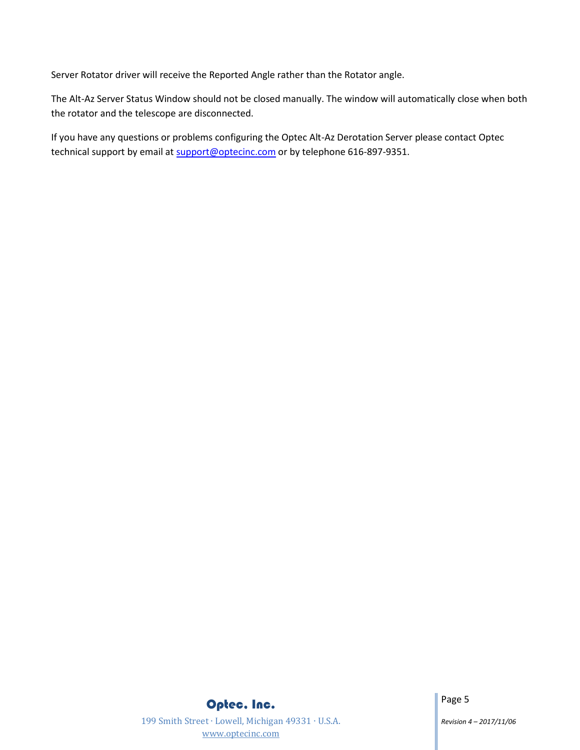Server Rotator driver will receive the Reported Angle rather than the Rotator angle.

The Alt-Az Server Status Window should not be closed manually. The window will automatically close when both the rotator and the telescope are disconnected.

If you have any questions or problems configuring the Optec Alt-Az Derotation Server please contact Optec technical support by email at support@optecinc.com or by telephone 616-897-9351.